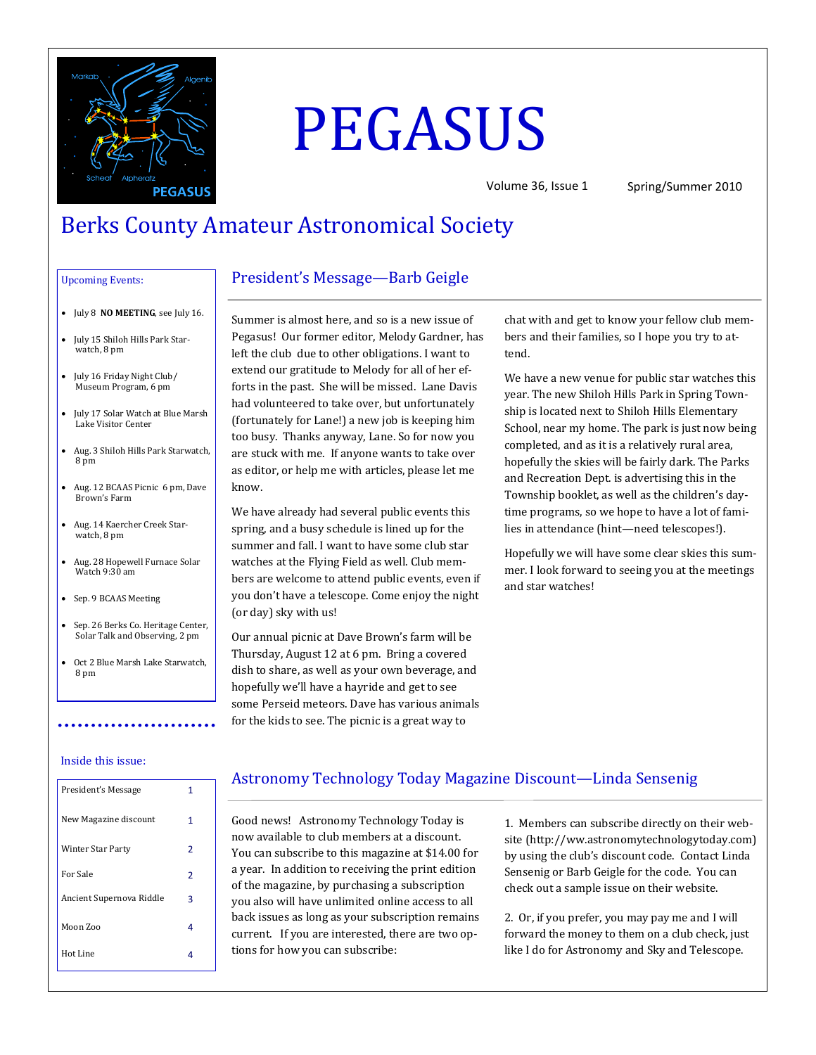# PEGASUS

Volume 36, Issue 1 Spring/Summer 2010

## Berks County Amateur Astronomical Society

**Upcoming Events:**

- July 8 **NO MEETING**, see July 16.
- July 15 Shiloh Hills Park Starwatch, 8 pm
- July 16 Friday Night Club/ Museum Program, 6 pm
- July 17 Solar Watch at Blue Marsh Lake Visitor Center
- Aug. 3 Shiloh Hills Park Starwatch, 8 pm
- Aug. 12 BCAAS Picnic 6 pm, Dave Brown's Farm
- Aug. 14 Kaercher Creek Starwatch, 8 pm
- Aug. 28 Hopewell Furnace Solar Watch 9:30 am
- Sep. 9 BCAAS Meeting
- Sep. 26 Berks Co. Heritage Center, Solar Talk and Observing, 2 pm
- Oct 2 Blue Marsh Lake Starwatch, 8 pm

**Inside this issue:**

| | |
|---|---|
| President's Message | 1 |
| New Magazine discount | 1 |
| Winter Star Party | 2 |
| For Sale | 2 |
| Ancient Supernova Riddle | 3 |
| Moon Zoo | 4 |
| Hot Line | 4 |

## President's Message—Barb Geigle

Summer is almost here, and so is a new issue of Pegasus! Our former editor, Melody Gardner, has left the club due to other obligations. I want to extend our gratitude to Melody for all of her efforts in the past. She will be missed. Lane Davis had volunteered to take over, but unfortunately (fortunately for Lane!) a new job is keeping him too busy. Thanks anyway, Lane. So for now you are stuck with me. If anyone wants to take over as editor, or help me with articles, please let me know.

We have already had several public events this spring, and a busy schedule is lined up for the summer and fall. I want to have some club star watches at the Flying Field as well. Club members are welcome to attend public events, even if you don't have a telescope. Come enjoy the night (or day) sky with us!

Our annual picnic at Dave Brown's farm will be Thursday, August 12 at 6 pm. Bring a covered dish to share, as well as your own beverage, and hopefully we'll have a hayride and get to see some Perseid meteors. Dave has various animals for the kids to see. The picnic is a great way to chat with and get to know your fellow club members and their families, so I hope you try to attend.

We have a new venue for public star watches this year. The new Shiloh Hills Park in Spring Township is located next to Shiloh Hills Elementary School, near my home. The park is just now being completed, and as it is a relatively rural area, hopefully the skies will be fairly dark. The Parks and Recreation Dept. is advertising this in the Township booklet, as well as the children's daytime programs, so we hope to have a lot of families in attendance (hint—need telescopes!).

Hopefully we will have some clear skies this summer. I look forward to seeing you at the meetings and star watches!

## Astronomy Technology Today Magazine Discount—Linda Sensenig

Good news! Astronomy Technology Today is now available to club members at a discount. You can subscribe to this magazine at $14.00 for a year. In addition to receiving the print edition of the magazine, by purchasing a subscription you also will have unlimited online access to all back issues as long as your subscription remains current. If you are interested, there are two options for how you can subscribe:

1. Members can subscribe directly on their website (http://ww.astronomytechnologytoday.com) by using the club's discount code. Contact Linda Sensenig or Barb Geigle for the code. You can check out a sample issue on their website.

2. Or, if you prefer, you may pay me and I will forward the money to them on a club check, just like I do for Astronomy and Sky and Telescope.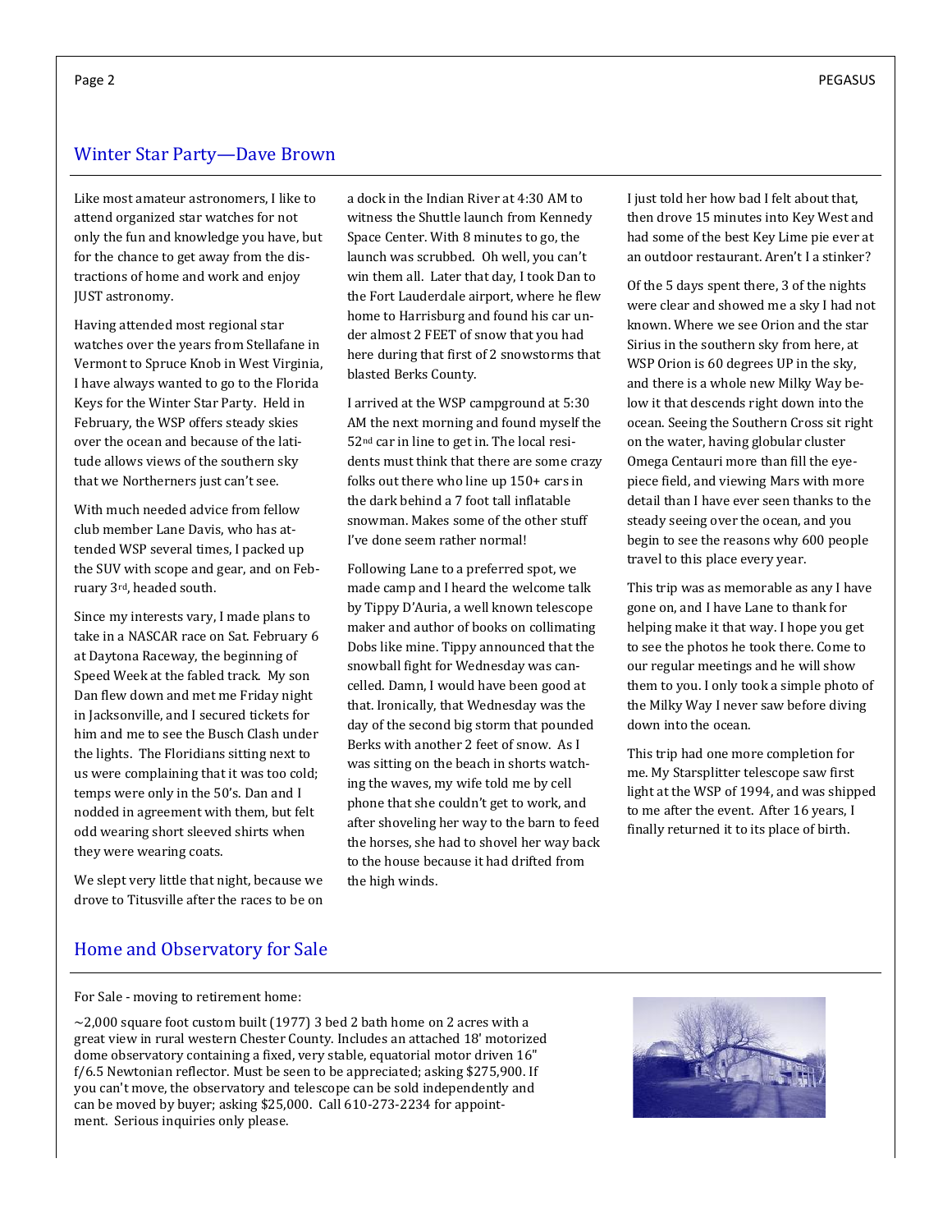## Winter Star Party—Dave Brown

Like most amateur astronomers, I like to attend organized star watches for not only the fun and knowledge you have, but for the chance to get away from the distractions of home and work and enjoy JUST astronomy.

Having attended most regional star watches over the years from Stellafane in Vermont to Spruce Knob in West Virginia, I have always wanted to go to the Florida Keys for the Winter Star Party. Held in February, the WSP offers steady skies over the ocean and because of the latitude allows views of the southern sky that we Northerners just can't see.

With much needed advice from fellow club member Lane Davis, who has attended WSP several times, I packed up the SUV with scope and gear, and on February 3rd, headed south.

Since my interests vary, I made plans to take in a NASCAR race on Sat. February 6 at Daytona Raceway, the beginning of Speed Week at the fabled track. My son Dan flew down and met me Friday night in Jacksonville, and I secured tickets for him and me to see the Busch Clash under the lights. The Floridians sitting next to us were complaining that it was too cold; temps were only in the 50's. Dan and I nodded in agreement with them, but felt odd wearing short sleeved shirts when they were wearing coats.

We slept very little that night, because we drove to Titusville after the races to be on a dock in the Indian River at 4:30 AM to witness the Shuttle launch from Kennedy Space Center. With 8 minutes to go, the launch was scrubbed. Oh well, you can't win them all. Later that day, I took Dan to the Fort Lauderdale airport, where he flew home to Harrisburg and found his car under almost 2 FEET of snow that you had here during that first of 2 snowstorms that blasted Berks County.

I arrived at the WSP campground at 5:30 AM the next morning and found myself the 52nd car in line to get in. The local residents must think that there are some crazy folks out there who line up 150+ cars in the dark behind a 7 foot tall inflatable snowman. Makes some of the other stuff I've done seem rather normal!

Following Lane to a preferred spot, we made camp and I heard the welcome talk by Tippy D'Auria, a well known telescope maker and author of books on collimating Dobs like mine. Tippy announced that the snowball fight for Wednesday was cancelled. Damn, I would have been good at that. Ironically, that Wednesday was the day of the second big storm that pounded Berks with another 2 feet of snow. As I was sitting on the beach in shorts watching the waves, my wife told me by cell phone that she couldn't get to work, and after shoveling her way to the barn to feed the horses, she had to shovel her way back to the house because it had drifted from the high winds.

I just told her how bad I felt about that, then drove 15 minutes into Key West and had some of the best Key Lime pie ever at an outdoor restaurant. Aren't I a stinker?

Of the 5 days spent there, 3 of the nights were clear and showed me a sky I had not known. Where we see Orion and the star Sirius in the southern sky from here, at WSP Orion is 60 degrees UP in the sky, and there is a whole new Milky Way below it that descends right down into the ocean. Seeing the Southern Cross sit right on the water, having globular cluster Omega Centauri more than fill the eyepiece field, and viewing Mars with more detail than I have ever seen thanks to the steady seeing over the ocean, and you begin to see the reasons why 600 people travel to this place every year.

This trip was as memorable as any I have gone on, and I have Lane to thank for helping make it that way. I hope you get to see the photos he took there. Come to our regular meetings and he will show them to you. I only took a simple photo of the Milky Way I never saw before diving down into the ocean.

This trip had one more completion for me. My Starsplitter telescope saw first light at the WSP of 1994, and was shipped to me after the event. After 16 years, I finally returned it to its place of birth.

## Home and Observatory for Sale

For Sale - moving to retirement home:

~2,000 square foot custom built (1977) 3 bed 2 bath home on 2 acres with a great view in rural western Chester County. Includes an attached 18' motorized dome observatory containing a fixed, very stable, equatorial motor driven 16" f/6.5 Newtonian reflector. Must be seen to be appreciated; asking $275,900. If you can't move, the observatory and telescope can be sold independently and can be moved by buyer; asking $25,000. Call 610-273-2234 for appointment. Serious inquiries only please.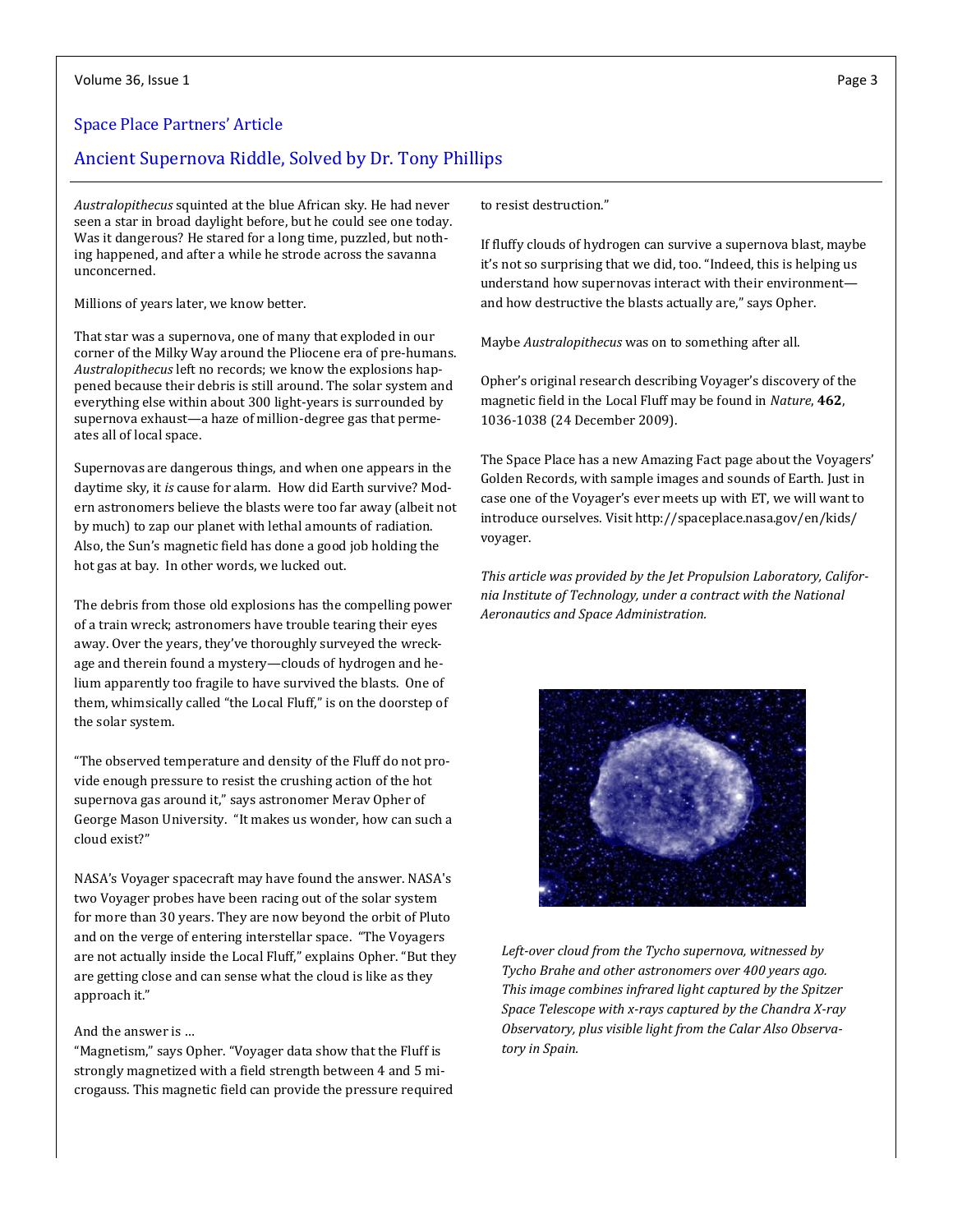## Space Place Partners' Article

## Ancient Supernova Riddle, Solved by Dr. Tony Phillips

*Australopithecus* squinted at the blue African sky. He had never seen a star in broad daylight before, but he could see one today. Was it dangerous? He stared for a long time, puzzled, but nothing happened, and after a while he strode across the savanna unconcerned.

Millions of years later, we know better.

That star was a supernova, one of many that exploded in our corner of the Milky Way around the Pliocene era of pre-humans. *Australopithecus* left no records; we know the explosions happened because their debris is still around. The solar system and everything else within about 300 light-years is surrounded by supernova exhaust—a haze of million-degree gas that permeates all of local space.

Supernovas are dangerous things, and when one appears in the daytime sky, it *is* cause for alarm. How did Earth survive? Modern astronomers believe the blasts were too far away (albeit not by much) to zap our planet with lethal amounts of radiation. Also, the Sun's magnetic field has done a good job holding the hot gas at bay. In other words, we lucked out.

The debris from those old explosions has the compelling power of a train wreck; astronomers have trouble tearing their eyes away. Over the years, they've thoroughly surveyed the wreckage and therein found a mystery—clouds of hydrogen and helium apparently too fragile to have survived the blasts. One of them, whimsically called "the Local Fluff," is on the doorstep of the solar system.

"The observed temperature and density of the Fluff do not provide enough pressure to resist the crushing action of the hot supernova gas around it," says astronomer Merav Opher of George Mason University. "It makes us wonder, how can such a cloud exist?"

NASA's Voyager spacecraft may have found the answer. NASA's two Voyager probes have been racing out of the solar system for more than 30 years. They are now beyond the orbit of Pluto and on the verge of entering interstellar space. "The Voyagers are not actually inside the Local Fluff," explains Opher. "But they are getting close and can sense what the cloud is like as they approach it."

And the answer is …

"Magnetism," says Opher. "Voyager data show that the Fluff is strongly magnetized with a field strength between 4 and 5 microgauss. This magnetic field can provide the pressure required to resist destruction."

If fluffy clouds of hydrogen can survive a supernova blast, maybe it's not so surprising that we did, too. "Indeed, this is helping us understand how supernovas interact with their environment—and how destructive the blasts actually are," says Opher.

Maybe *Australopithecus* was on to something after all.

Opher's original research describing Voyager's discovery of the magnetic field in the Local Fluff may be found in *Nature*, **462**, 1036-1038 (24 December 2009).

The Space Place has a new Amazing Fact page about the Voyagers' Golden Records, with sample images and sounds of Earth. Just in case one of the Voyager's ever meets up with ET, we will want to introduce ourselves. Visit http://spaceplace.nasa.gov/en/kids/voyager.

*This article was provided by the Jet Propulsion Laboratory, California Institute of Technology, under a contract with the National Aeronautics and Space Administration.*

*Left-over cloud from the Tycho supernova, witnessed by Tycho Brahe and other astronomers over 400 years ago. This image combines infrared light captured by the Spitzer Space Telescope with x-rays captured by the Chandra X-ray Observatory, plus visible light from the Calar Also Observatory in Spain.*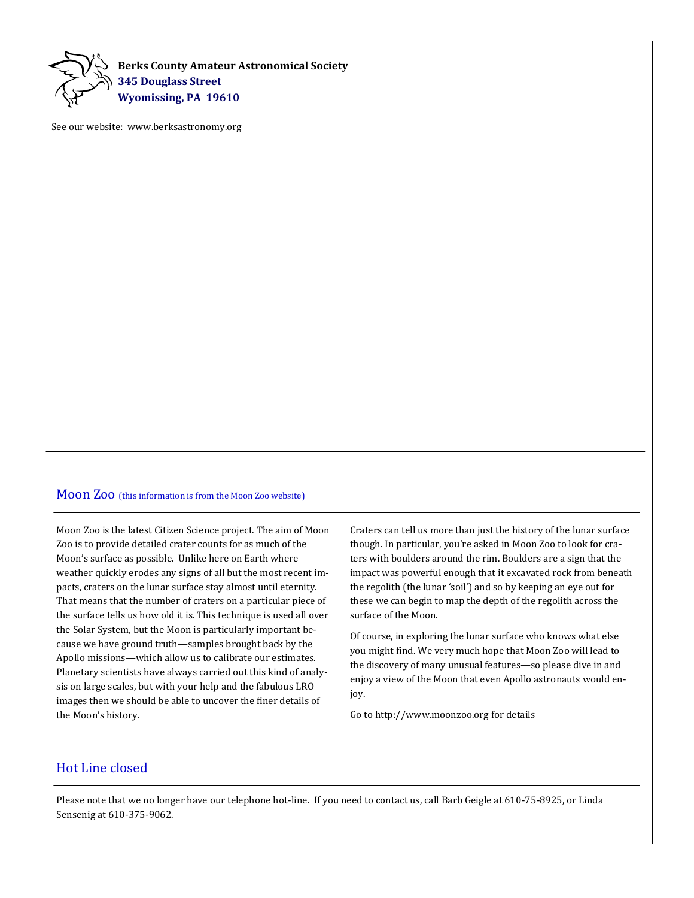**Berks County Amateur Astronomical Society**
**345 Douglass Street**
**Wyomissing, PA 19610**

See our website: www.berksastronomy.org

## Moon Zoo (this information is from the Moon Zoo website)

Moon Zoo is the latest Citizen Science project. The aim of Moon Zoo is to provide detailed crater counts for as much of the Moon's surface as possible. Unlike here on Earth where weather quickly erodes any signs of all but the most recent impacts, craters on the lunar surface stay almost until eternity. That means that the number of craters on a particular piece of the surface tells us how old it is. This technique is used all over the Solar System, but the Moon is particularly important because we have ground truth—samples brought back by the Apollo missions—which allow us to calibrate our estimates. Planetary scientists have always carried out this kind of analysis on large scales, but with your help and the fabulous LRO images then we should be able to uncover the finer details of the Moon's history.

Craters can tell us more than just the history of the lunar surface though. In particular, you're asked in Moon Zoo to look for craters with boulders around the rim. Boulders are a sign that the impact was powerful enough that it excavated rock from beneath the regolith (the lunar 'soil') and so by keeping an eye out for these we can begin to map the depth of the regolith across the surface of the Moon.

Of course, in exploring the lunar surface who knows what else you might find. We very much hope that Moon Zoo will lead to the discovery of many unusual features—so please dive in and enjoy a view of the Moon that even Apollo astronauts would enjoy.

Go to http://www.moonzoo.org for details

## Hot Line closed

Please note that we no longer have our telephone hot-line. If you need to contact us, call Barb Geigle at 610-75-8925, or Linda Sensenig at 610-375-9062.